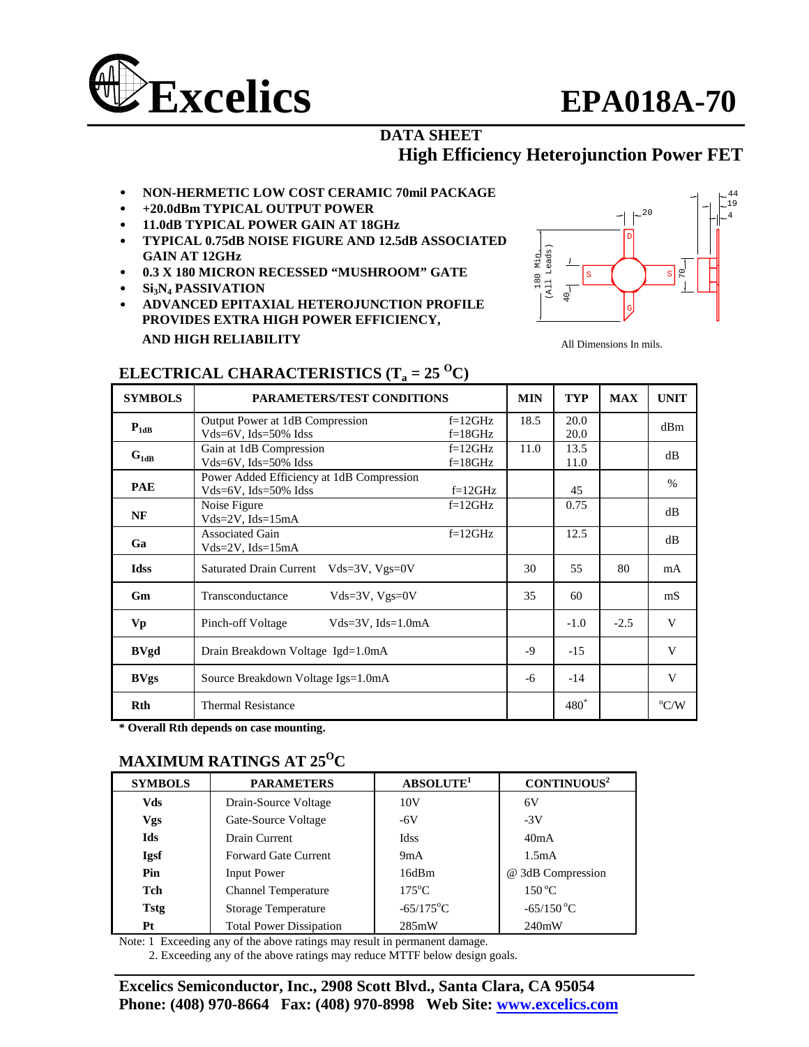# Excelics EPA018A-70

## DATA SHEET
### High Efficiency Heterojunction Power FET

- **NON-HERMETIC LOW COST CERAMIC 70mil PACKAGE**
- **+20.0dBm TYPICAL OUTPUT POWER**
- **11.0dB TYPICAL POWER GAIN AT 18GHz**
- **TYPICAL 0.75dB NOISE FIGURE AND 12.5dB ASSOCIATED GAIN AT 12GHz**
- **0.3 X 180 MICRON RECESSED "MUSHROOM" GATE**
- **$Si_3N_4$ PASSIVATION**
- **ADVANCED EPITAXIAL HETEROJUNCTION PROFILE PROVIDES EXTRA HIGH POWER EFFICIENCY, AND HIGH RELIABILITY**

All Dimensions In mils.

## ELECTRICAL CHARACTERISTICS ($T_a$ = 25 $^O$C)

| SYMBOLS | PARAMETERS/TEST CONDITIONS | | MIN | TYP | MAX | UNIT |
|---|---|---|---|---|---|---|
| $P_{1dB}$ | Output Power at 1dB Compression<br>Vds=6V, Ids=50% Idss | f=12GHz<br>f=18GHz | 18.5 | 20.0<br>20.0 | | dBm |
| $G_{1dB}$ | Gain at 1dB Compression<br>Vds=6V, Ids=50% Idss | f=12GHz<br>f=18GHz | 11.0 | 13.5<br>11.0 | | dB |
| PAE | Power Added Efficiency at 1dB Compression<br>Vds=6V, Ids=50% Idss | f=12GHz | | 45 | | % |
| NF | Noise Figure<br>Vds=2V, Ids=15mA | f=12GHz | | 0.75 | | dB |
| Ga | Associated Gain<br>Vds=2V, Ids=15mA | f=12GHz | | 12.5 | | dB |
| Idss | Saturated Drain Current Vds=3V, Vgs=0V | | 30 | 55 | 80 | mA |
| Gm | Transconductance Vds=3V, Vgs=0V | | 35 | 60 | | mS |
| Vp | Pinch-off Voltage Vds=3V, Ids=1.0mA | | | -1.0 | -2.5 | V |
| BVgd | Drain Breakdown Voltage Igd=1.0mA | | -9 | -15 | | V |
| BVgs | Source Breakdown Voltage Igs=1.0mA | | -6 | -14 | | V |
| Rth | Thermal Resistance | | | 480* | | $^o$C/W |

**\* Overall Rth depends on case mounting.**

## MAXIMUM RATINGS AT 25$^O$C

| SYMBOLS | PARAMETERS | ABSOLUTE[1] | CONTINUOUS[2] |
|---|---|---|---|
| Vds | Drain-Source Voltage | 10V | 6V |
| Vgs | Gate-Source Voltage | -6V | -3V |
| Ids | Drain Current | Idss | 40mA |
| Igsf | Forward Gate Current | 9mA | 1.5mA |
| Pin | Input Power | 16dBm | @ 3dB Compression |
| Tch | Channel Temperature | 175$^o$C | 150 $^o$C |
| Tstg | Storage Temperature | -65/175$^o$C | -65/150 $^o$C |
| Pt | Total Power Dissipation | 285mW | 240mW |

Note: 1 Exceeding any of the above ratings may result in permanent damage.
2. Exceeding any of the above ratings may reduce MTTF below design goals.

**Excelics Semiconductor, Inc., 2908 Scott Blvd., Santa Clara, CA 95054**
**Phone: (408) 970-8664 Fax: (408) 970-8998 Web Site: www.excelics.com**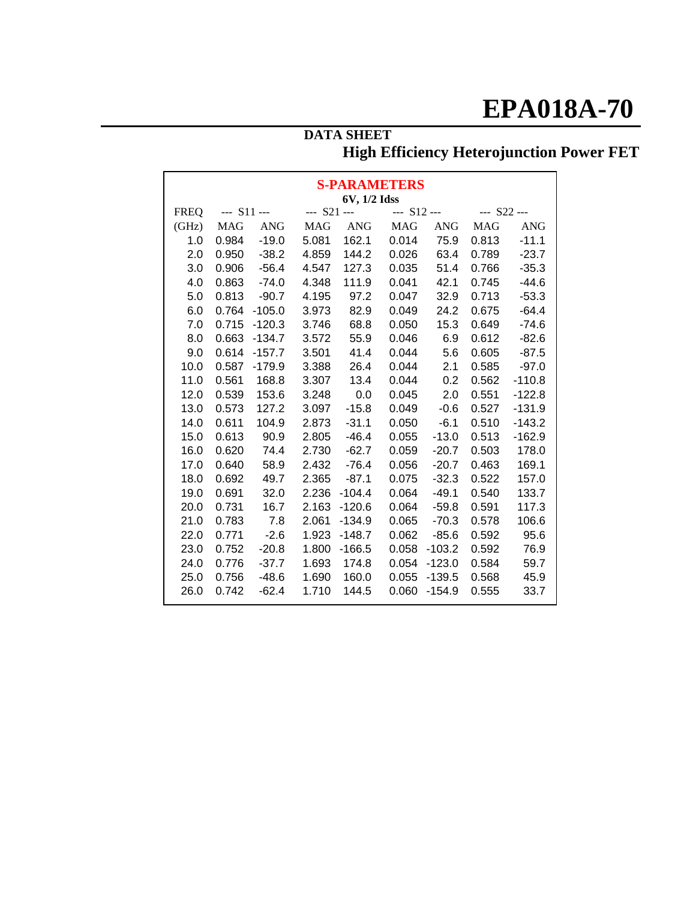# EPA018A-70

**DATA SHEET**

**High Efficiency Heterojunction Power FET**

## S-PARAMETERS

**6V, 1/2 Idss**

| FREQ | --- S11 --- | | --- S21 --- | | --- S12 --- | | --- S22 --- | |
|---|---|---|---|---|---|---|---|---|
| (GHz) | MAG | ANG | MAG | ANG | MAG | ANG | MAG | ANG |
| 1.0 | 0.984 | -19.0 | 5.081 | 162.1 | 0.014 | 75.9 | 0.813 | -11.1 |
| 2.0 | 0.950 | -38.2 | 4.859 | 144.2 | 0.026 | 63.4 | 0.789 | -23.7 |
| 3.0 | 0.906 | -56.4 | 4.547 | 127.3 | 0.035 | 51.4 | 0.766 | -35.3 |
| 4.0 | 0.863 | -74.0 | 4.348 | 111.9 | 0.041 | 42.1 | 0.745 | -44.6 |
| 5.0 | 0.813 | -90.7 | 4.195 | 97.2 | 0.047 | 32.9 | 0.713 | -53.3 |
| 6.0 | 0.764 | -105.0 | 3.973 | 82.9 | 0.049 | 24.2 | 0.675 | -64.4 |
| 7.0 | 0.715 | -120.3 | 3.746 | 68.8 | 0.050 | 15.3 | 0.649 | -74.6 |
| 8.0 | 0.663 | -134.7 | 3.572 | 55.9 | 0.046 | 6.9 | 0.612 | -82.6 |
| 9.0 | 0.614 | -157.7 | 3.501 | 41.4 | 0.044 | 5.6 | 0.605 | -87.5 |
| 10.0 | 0.587 | -179.9 | 3.388 | 26.4 | 0.044 | 2.1 | 0.585 | -97.0 |
| 11.0 | 0.561 | 168.8 | 3.307 | 13.4 | 0.044 | 0.2 | 0.562 | -110.8 |
| 12.0 | 0.539 | 153.6 | 3.248 | 0.0 | 0.045 | 2.0 | 0.551 | -122.8 |
| 13.0 | 0.573 | 127.2 | 3.097 | -15.8 | 0.049 | -0.6 | 0.527 | -131.9 |
| 14.0 | 0.611 | 104.9 | 2.873 | -31.1 | 0.050 | -6.1 | 0.510 | -143.2 |
| 15.0 | 0.613 | 90.9 | 2.805 | -46.4 | 0.055 | -13.0 | 0.513 | -162.9 |
| 16.0 | 0.620 | 74.4 | 2.730 | -62.7 | 0.059 | -20.7 | 0.503 | 178.0 |
| 17.0 | 0.640 | 58.9 | 2.432 | -76.4 | 0.056 | -20.7 | 0.463 | 169.1 |
| 18.0 | 0.692 | 49.7 | 2.365 | -87.1 | 0.075 | -32.3 | 0.522 | 157.0 |
| 19.0 | 0.691 | 32.0 | 2.236 | -104.4 | 0.064 | -49.1 | 0.540 | 133.7 |
| 20.0 | 0.731 | 16.7 | 2.163 | -120.6 | 0.064 | -59.8 | 0.591 | 117.3 |
| 21.0 | 0.783 | 7.8 | 2.061 | -134.9 | 0.065 | -70.3 | 0.578 | 106.6 |
| 22.0 | 0.771 | -2.6 | 1.923 | -148.7 | 0.062 | -85.6 | 0.592 | 95.6 |
| 23.0 | 0.752 | -20.8 | 1.800 | -166.5 | 0.058 | -103.2 | 0.592 | 76.9 |
| 24.0 | 0.776 | -37.7 | 1.693 | 174.8 | 0.054 | -123.0 | 0.584 | 59.7 |
| 25.0 | 0.756 | -48.6 | 1.690 | 160.0 | 0.055 | -139.5 | 0.568 | 45.9 |
| 26.0 | 0.742 | -62.4 | 1.710 | 144.5 | 0.060 | -154.9 | 0.555 | 33.7 |